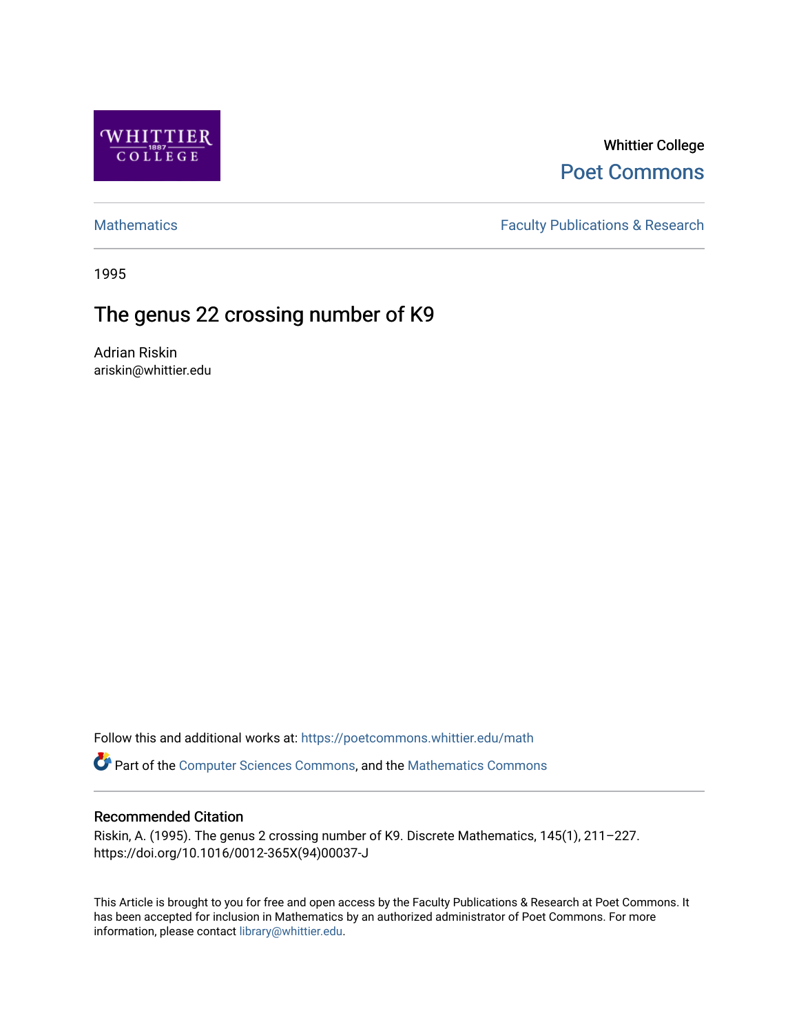Whittier College

Poet Commons

Mathematics

Faculty Publications & Research

1995

# The genus 22 crossing number of K9

Adrian Riskin
ariskin@whittier.edu

Follow this and additional works at: https://poetcommons.whittier.edu/math

Part of the Computer Sciences Commons, and the Mathematics Commons

## Recommended Citation

Riskin, A. (1995). The genus 2 crossing number of K9. Discrete Mathematics, 145(1), 211–227. https://doi.org/10.1016/0012-365X(94)00037-J

This Article is brought to you for free and open access by the Faculty Publications & Research at Poet Commons. It has been accepted for inclusion in Mathematics by an authorized administrator of Poet Commons. For more information, please contact library@whittier.edu.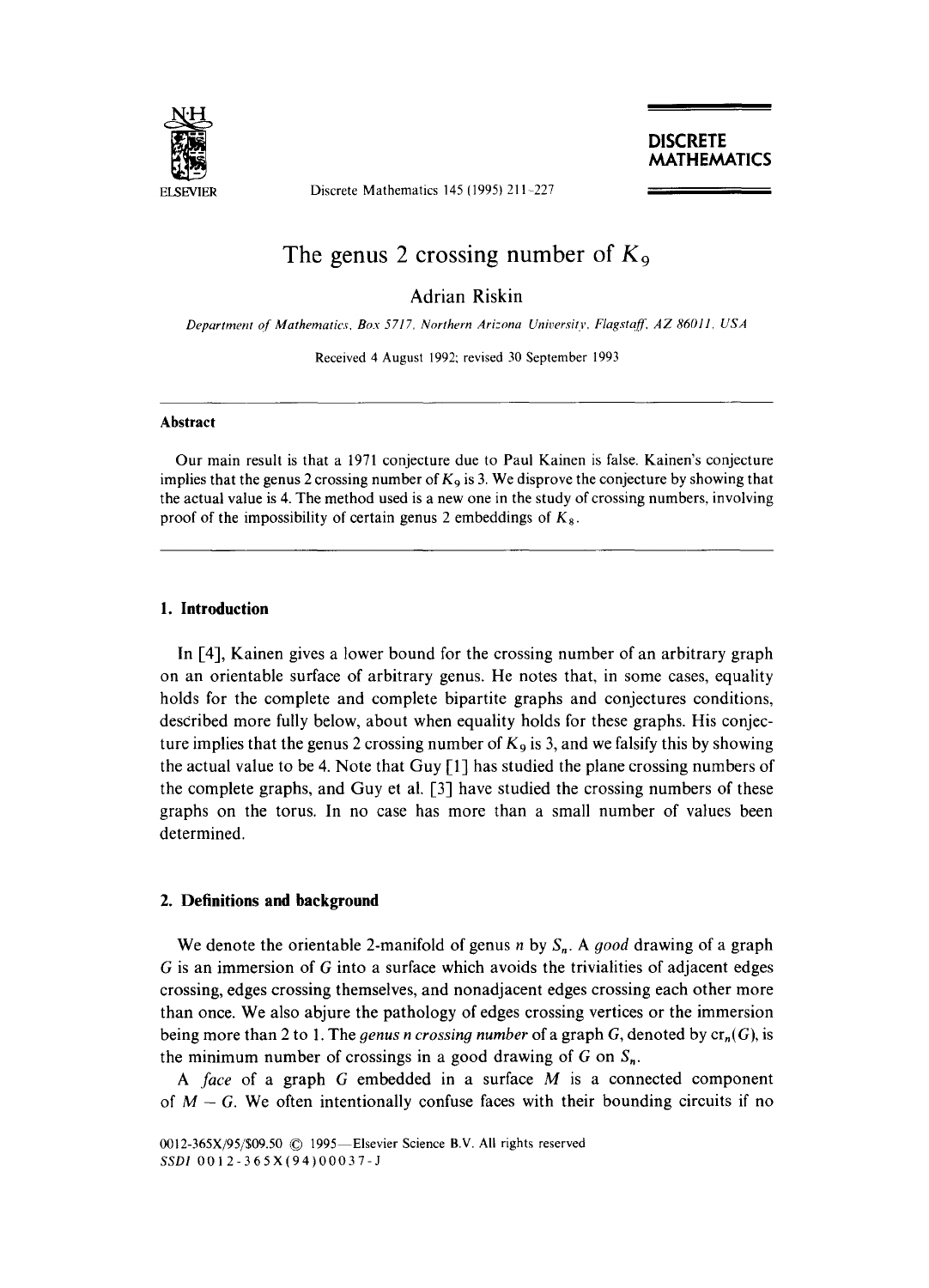# The genus 2 crossing number of $K_9$

Adrian Riskin

*Department of Mathematics, Box 5717, Northern Arizona University, Flagstaff, AZ 86011, USA*

Received 4 August 1992; revised 30 September 1993

### Abstract

Our main result is that a 1971 conjecture due to Paul Kainen is false. Kainen's conjecture implies that the genus 2 crossing number of $K_9$ is 3. We disprove the conjecture by showing that the actual value is 4. The method used is a new one in the study of crossing numbers, involving proof of the impossibility of certain genus 2 embeddings of $K_8$.

## 1. Introduction

In [4], Kainen gives a lower bound for the crossing number of an arbitrary graph on an orientable surface of arbitrary genus. He notes that, in some cases, equality holds for the complete and complete bipartite graphs and conjectures conditions, described more fully below, about when equality holds for these graphs. His conjecture implies that the genus 2 crossing number of $K_9$ is 3, and we falsify this by showing the actual value to be 4. Note that Guy [1] has studied the plane crossing numbers of the complete graphs, and Guy et al. [3] have studied the crossing numbers of these graphs on the torus. In no case has more than a small number of values been determined.

## 2. Definitions and background

We denote the orientable 2-manifold of genus $n$ by $S_n$. A *good* drawing of a graph $G$ is an immersion of $G$ into a surface which avoids the trivialities of adjacent edges crossing, edges crossing themselves, and nonadjacent edges crossing each other more than once. We also abjure the pathology of edges crossing vertices or the immersion being more than 2 to 1. The *genus n crossing number* of a graph $G$, denoted by $\mathrm{cr}_n(G)$, is the minimum number of crossings in a good drawing of $G$ on $S_n$.

A *face* of a graph $G$ embedded in a surface $M$ is a connected component of $M - G$. We often intentionally confuse faces with their bounding circuits if no

0012-365X/95/$09.50 © 1995—Elsevier Science B.V. All rights reserved
SSDI 0012-365X(94)00037-J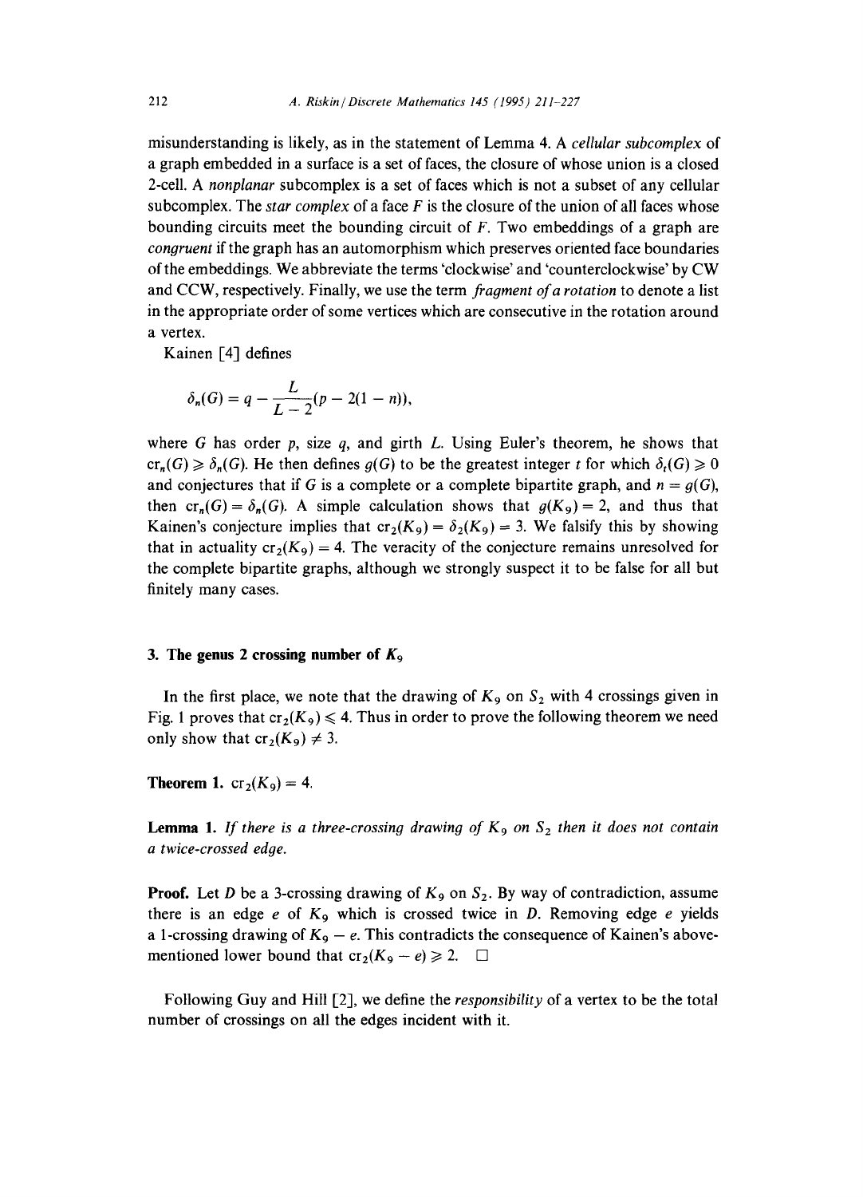misunderstanding is likely, as in the statement of Lemma 4. A *cellular subcomplex* of a graph embedded in a surface is a set of faces, the closure of whose union is a closed 2-cell. A *nonplanar* subcomplex is a set of faces which is not a subset of any cellular subcomplex. The *star complex* of a face $F$ is the closure of the union of all faces whose bounding circuits meet the bounding circuit of $F$. Two embeddings of a graph are *congruent* if the graph has an automorphism which preserves oriented face boundaries of the embeddings. We abbreviate the terms 'clockwise' and 'counterclockwise' by CW and CCW, respectively. Finally, we use the term *fragment of a rotation* to denote a list in the appropriate order of some vertices which are consecutive in the rotation around a vertex.

Kainen [4] defines

$$\delta_n(G) = q - \frac{L}{L-2}(p - 2(1-n)),$$

where $G$ has order $p$, size $q$, and girth $L$. Using Euler's theorem, he shows that $\mathrm{cr}_n(G) \geqslant \delta_n(G)$. He then defines $g(G)$ to be the greatest integer $t$ for which $\delta_t(G) \geqslant 0$ and conjectures that if $G$ is a complete or a complete bipartite graph, and $n = g(G)$, then $\mathrm{cr}_n(G) = \delta_n(G)$. A simple calculation shows that $g(K_9) = 2$, and thus that Kainen's conjecture implies that $\mathrm{cr}_2(K_9) = \delta_2(K_9) = 3$. We falsify this by showing that in actuality $\mathrm{cr}_2(K_9) = 4$. The veracity of the conjecture remains unresolved for the complete bipartite graphs, although we strongly suspect it to be false for all but finitely many cases.

## 3. The genus 2 crossing number of $K_9$

In the first place, we note that the drawing of $K_9$ on $S_2$ with 4 crossings given in Fig. 1 proves that $\mathrm{cr}_2(K_9) \leqslant 4$. Thus in order to prove the following theorem we need only show that $\mathrm{cr}_2(K_9) \neq 3$.

**Theorem 1.** $\mathrm{cr}_2(K_9) = 4$.

**Lemma 1.** *If there is a three-crossing drawing of $K_9$ on $S_2$ then it does not contain a twice-crossed edge.*

**Proof.** Let $D$ be a 3-crossing drawing of $K_9$ on $S_2$. By way of contradiction, assume there is an edge $e$ of $K_9$ which is crossed twice in $D$. Removing edge $e$ yields a 1-crossing drawing of $K_9 - e$. This contradicts the consequence of Kainen's above-mentioned lower bound that $\mathrm{cr}_2(K_9 - e) \geqslant 2$. $\square$

Following Guy and Hill [2], we define the *responsibility* of a vertex to be the total number of crossings on all the edges incident with it.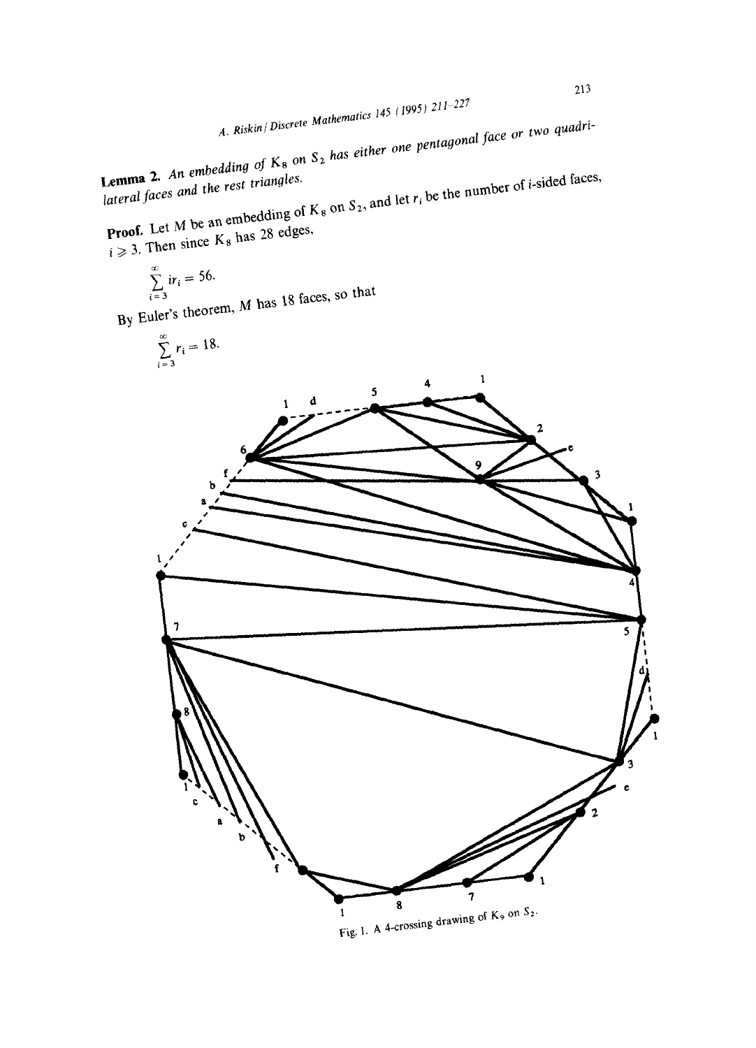**Lemma 2.** *An embedding of $K_8$ on $S_2$ has either one pentagonal face or two quadrilateral faces and the rest triangles.*

**Proof.** Let $M$ be an embedding of $K_8$ on $S_2$, and let $r_i$ be the number of $i$-sided faces, $i \geqslant 3$. Then since $K_8$ has 28 edges,

$$\sum_{i=3}^{\infty} ir_i = 56.$$

By Euler's theorem, $M$ has 18 faces, so that

$$\sum_{i=3}^{\infty} r_i = 18.$$

Fig. 1. A 4-crossing drawing of $K_9$ on $S_2$.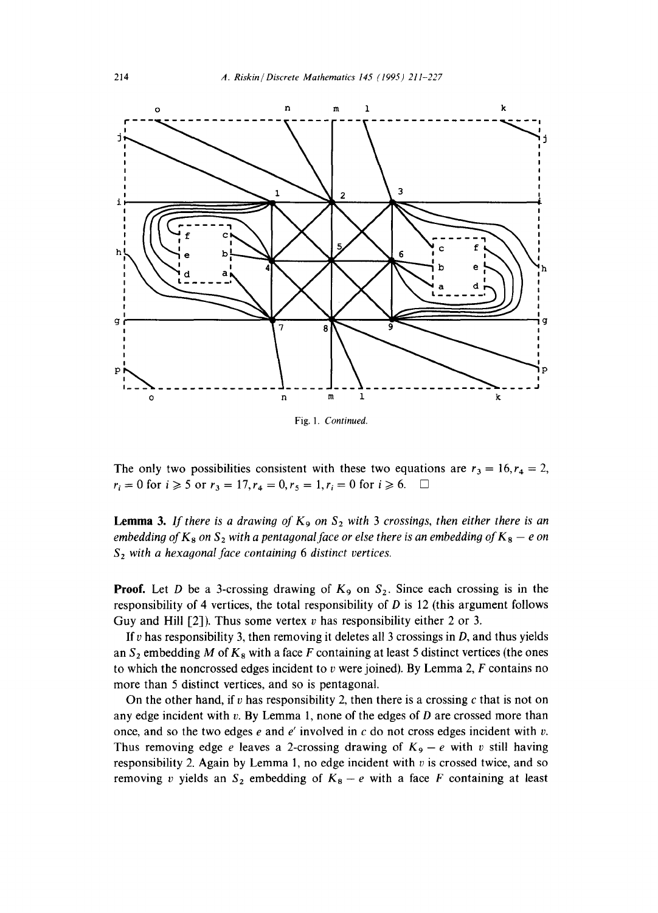Fig. 1. *Continued.*

The only two possibilities consistent with these two equations are $r_3 = 16, r_4 = 2$, $r_i = 0$ for $i \geqslant 5$ or $r_3 = 17, r_4 = 0, r_5 = 1, r_i = 0$ for $i \geqslant 6$. $\square$

**Lemma 3.** *If there is a drawing of $K_9$ on $S_2$ with 3 crossings, then either there is an embedding of $K_8$ on $S_2$ with a pentagonal face or else there is an embedding of $K_8 - e$ on $S_2$ with a hexagonal face containing 6 distinct vertices.*

**Proof.** Let $D$ be a 3-crossing drawing of $K_9$ on $S_2$. Since each crossing is in the responsibility of 4 vertices, the total responsibility of $D$ is 12 (this argument follows Guy and Hill [2]). Thus some vertex $v$ has responsibility either 2 or 3.

If $v$ has responsibility 3, then removing it deletes all 3 crossings in $D$, and thus yields an $S_2$ embedding $M$ of $K_8$ with a face $F$ containing at least 5 distinct vertices (the ones to which the noncrossed edges incident to $v$ were joined). By Lemma 2, $F$ contains no more than 5 distinct vertices, and so is pentagonal.

On the other hand, if $v$ has responsibility 2, then there is a crossing $c$ that is not on any edge incident with $v$. By Lemma 1, none of the edges of $D$ are crossed more than once, and so the two edges $e$ and $e'$ involved in $c$ do not cross edges incident with $v$. Thus removing edge $e$ leaves a 2-crossing drawing of $K_9 - e$ with $v$ still having responsibility 2. Again by Lemma 1, no edge incident with $v$ is crossed twice, and so removing $v$ yields an $S_2$ embedding of $K_8 - e$ with a face $F$ containing at least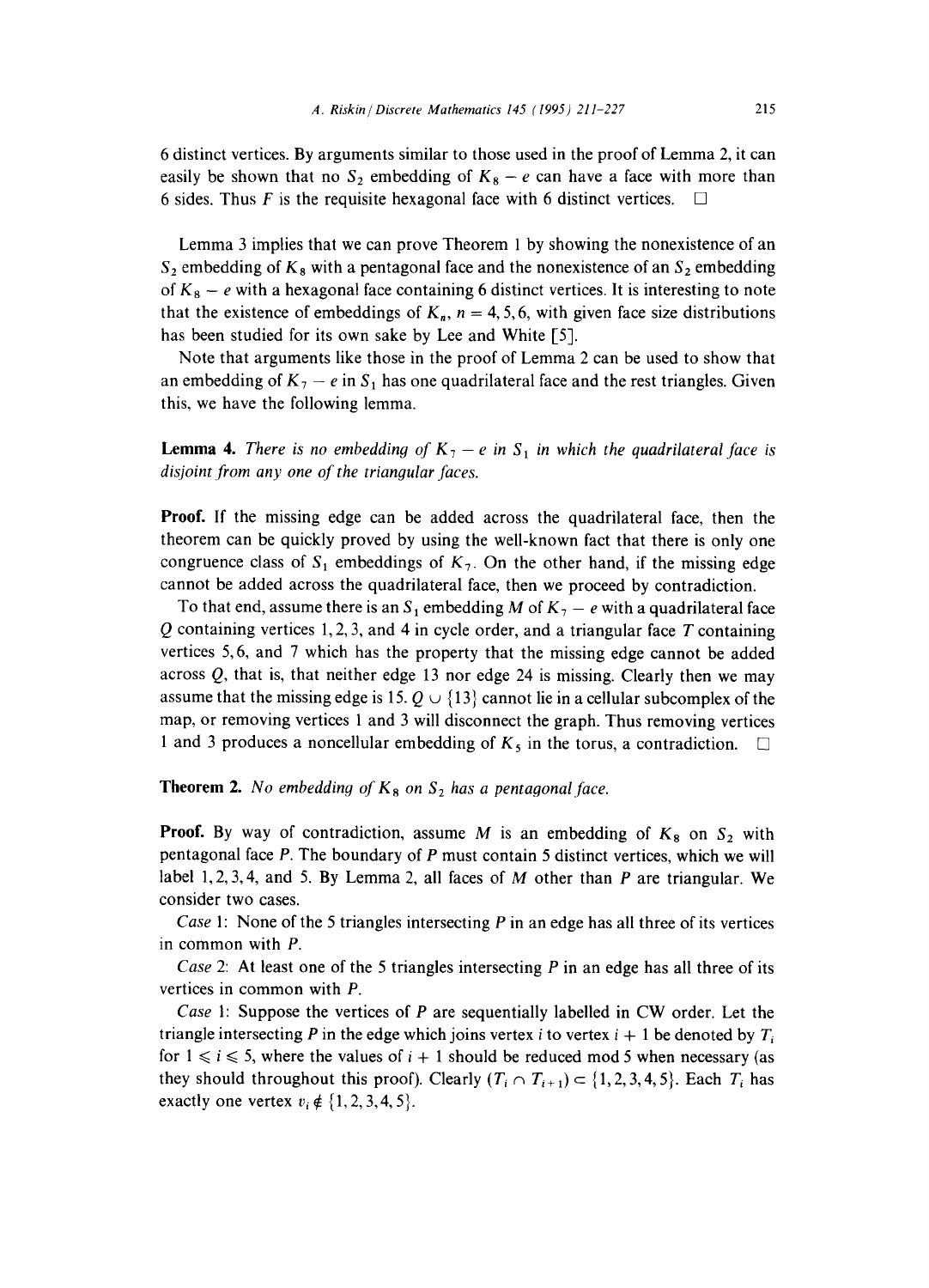6 distinct vertices. By arguments similar to those used in the proof of Lemma 2, it can easily be shown that no $S_2$ embedding of $K_8 - e$ can have a face with more than 6 sides. Thus $F$ is the requisite hexagonal face with 6 distinct vertices. $\square$

Lemma 3 implies that we can prove Theorem 1 by showing the nonexistence of an $S_2$ embedding of $K_8$ with a pentagonal face and the nonexistence of an $S_2$ embedding of $K_8 - e$ with a hexagonal face containing 6 distinct vertices. It is interesting to note that the existence of embeddings of $K_n$, $n = 4, 5, 6$, with given face size distributions has been studied for its own sake by Lee and White [5].

Note that arguments like those in the proof of Lemma 2 can be used to show that an embedding of $K_7 - e$ in $S_1$ has one quadrilateral face and the rest triangles. Given this, we have the following lemma.

**Lemma 4.** *There is no embedding of $K_7 - e$ in $S_1$ in which the quadrilateral face is disjoint from any one of the triangular faces.*

**Proof.** If the missing edge can be added across the quadrilateral face, then the theorem can be quickly proved by using the well-known fact that there is only one congruence class of $S_1$ embeddings of $K_7$. On the other hand, if the missing edge cannot be added across the quadrilateral face, then we proceed by contradiction.

To that end, assume there is an $S_1$ embedding $M$ of $K_7 - e$ with a quadrilateral face $Q$ containing vertices 1, 2, 3, and 4 in cycle order, and a triangular face $T$ containing vertices 5, 6, and 7 which has the property that the missing edge cannot be added across $Q$, that is, that neither edge 13 nor edge 24 is missing. Clearly then we may assume that the missing edge is 15. $Q \cup \{13\}$ cannot lie in a cellular subcomplex of the map, or removing vertices 1 and 3 will disconnect the graph. Thus removing vertices 1 and 3 produces a noncellular embedding of $K_5$ in the torus, a contradiction. $\square$

**Theorem 2.** *No embedding of $K_8$ on $S_2$ has a pentagonal face.*

**Proof.** By way of contradiction, assume $M$ is an embedding of $K_8$ on $S_2$ with pentagonal face $P$. The boundary of $P$ must contain 5 distinct vertices, which we will label 1, 2, 3, 4, and 5. By Lemma 2, all faces of $M$ other than $P$ are triangular. We consider two cases.

*Case* 1: None of the 5 triangles intersecting $P$ in an edge has all three of its vertices in common with $P$.

*Case* 2: At least one of the 5 triangles intersecting $P$ in an edge has all three of its vertices in common with $P$.

*Case* 1: Suppose the vertices of $P$ are sequentially labelled in CW order. Let the triangle intersecting $P$ in the edge which joins vertex $i$ to vertex $i + 1$ be denoted by $T_i$ for $1 \leqslant i \leqslant 5$, where the values of $i + 1$ should be reduced mod 5 when necessary (as they should throughout this proof). Clearly $(T_i \cap T_{i+1}) \subset \{1, 2, 3, 4, 5\}$. Each $T_i$ has exactly one vertex $v_i \notin \{1, 2, 3, 4, 5\}$.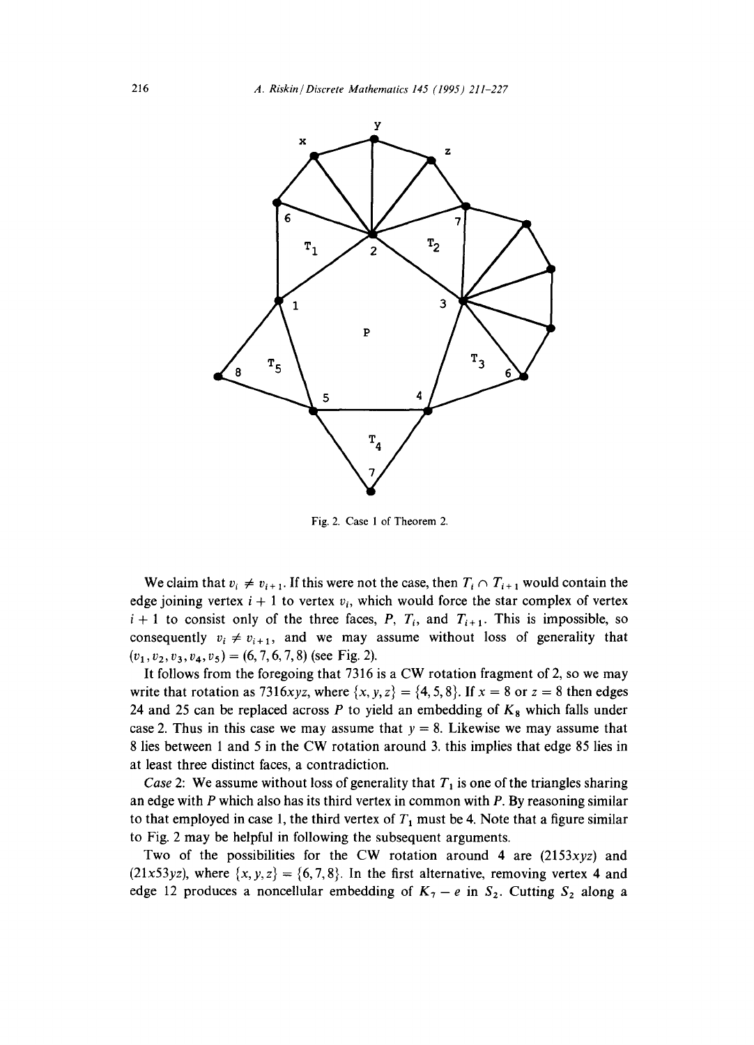Fig. 2. Case 1 of Theorem 2.

We claim that $v_i \neq v_{i+1}$. If this were not the case, then $T_i \cap T_{i+1}$ would contain the edge joining vertex $i+1$ to vertex $v_i$, which would force the star complex of vertex $i+1$ to consist only of the three faces, $P$, $T_i$, and $T_{i+1}$. This is impossible, so consequently $v_i \neq v_{i+1}$, and we may assume without loss of generality that $(v_1, v_2, v_3, v_4, v_5) = (6, 7, 6, 7, 8)$ (see Fig. 2).

It follows from the foregoing that 7316 is a CW rotation fragment of 2, so we may write that rotation as $7316xyz$, where $\{x, y, z\} = \{4, 5, 8\}$. If $x = 8$ or $z = 8$ then edges 24 and 25 can be replaced across $P$ to yield an embedding of $K_8$ which falls under case 2. Thus in this case we may assume that $y = 8$. Likewise we may assume that 8 lies between 1 and 5 in the CW rotation around 3. this implies that edge 85 lies in at least three distinct faces, a contradiction.

*Case* 2: We assume without loss of generality that $T_1$ is one of the triangles sharing an edge with $P$ which also has its third vertex in common with $P$. By reasoning similar to that employed in case 1, the third vertex of $T_1$ must be 4. Note that a figure similar to Fig. 2 may be helpful in following the subsequent arguments.

Two of the possibilities for the CW rotation around 4 are $(2153xyz)$ and $(21x53yz)$, where $\{x, y, z\} = \{6, 7, 8\}$. In the first alternative, removing vertex 4 and edge 12 produces a noncellular embedding of $K_7 - e$ in $S_2$. Cutting $S_2$ along a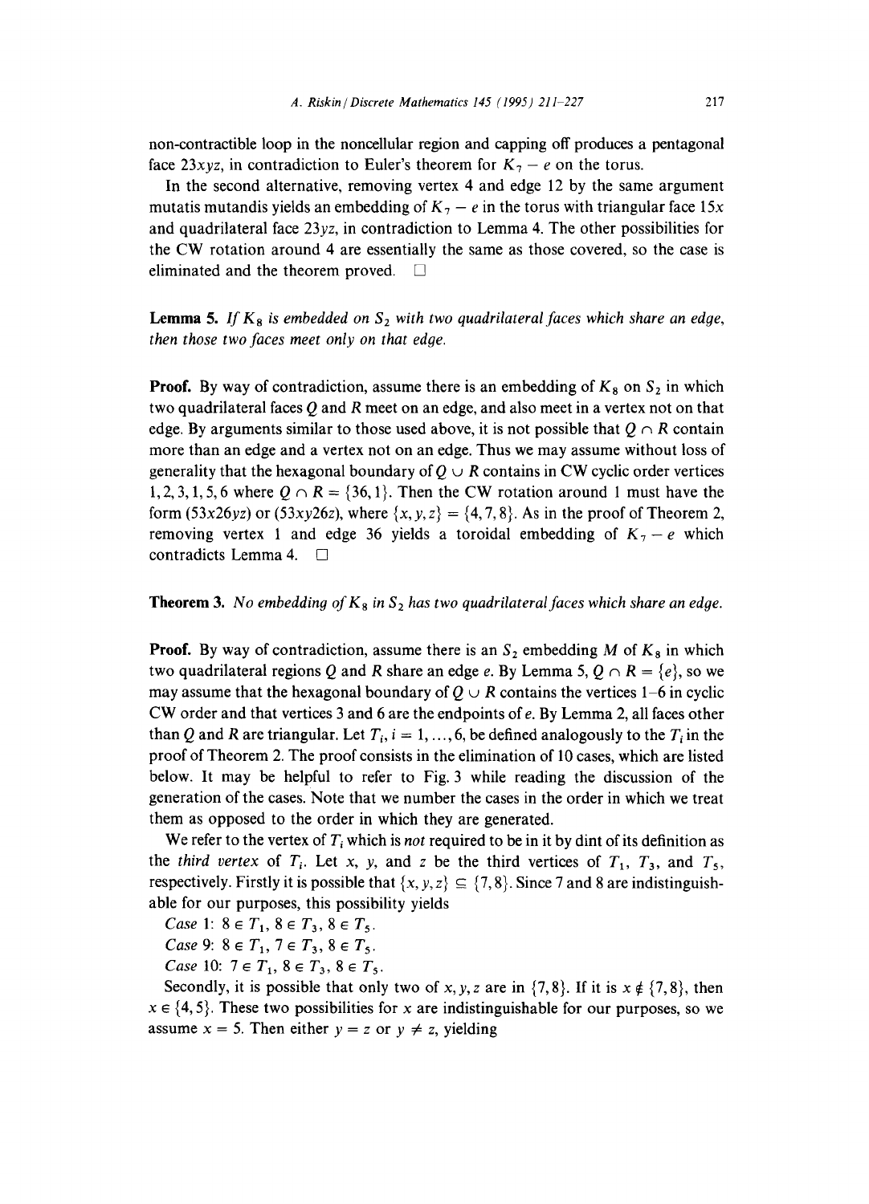non-contractible loop in the noncellular region and capping off produces a pentagonal face $23xyz$, in contradiction to Euler's theorem for $K_7 - e$ on the torus.

In the second alternative, removing vertex 4 and edge 12 by the same argument mutatis mutandis yields an embedding of $K_7 - e$ in the torus with triangular face $15x$ and quadrilateral face $23yz$, in contradiction to Lemma 4. The other possibilities for the CW rotation around 4 are essentially the same as those covered, so the case is eliminated and the theorem proved. □

**Lemma 5.** *If $K_8$ is embedded on $S_2$ with two quadrilateral faces which share an edge, then those two faces meet only on that edge.*

**Proof.** By way of contradiction, assume there is an embedding of $K_8$ on $S_2$ in which two quadrilateral faces $Q$ and $R$ meet on an edge, and also meet in a vertex not on that edge. By arguments similar to those used above, it is not possible that $Q \cap R$ contain more than an edge and a vertex not on an edge. Thus we may assume without loss of generality that the hexagonal boundary of $Q \cup R$ contains in CW cyclic order vertices $1, 2, 3, 1, 5, 6$ where $Q \cap R = \{36, 1\}$. Then the CW rotation around 1 must have the form $(53x26yz)$ or $(53xy26z)$, where $\{x, y, z\} = \{4, 7, 8\}$. As in the proof of Theorem 2, removing vertex 1 and edge 36 yields a toroidal embedding of $K_7 - e$ which contradicts Lemma 4. □

**Theorem 3.** *No embedding of $K_8$ in $S_2$ has two quadrilateral faces which share an edge.*

**Proof.** By way of contradiction, assume there is an $S_2$ embedding $M$ of $K_8$ in which two quadrilateral regions $Q$ and $R$ share an edge $e$. By Lemma 5, $Q \cap R = \{e\}$, so we may assume that the hexagonal boundary of $Q \cup R$ contains the vertices 1–6 in cyclic CW order and that vertices 3 and 6 are the endpoints of $e$. By Lemma 2, all faces other than $Q$ and $R$ are triangular. Let $T_i$, $i = 1, \ldots, 6$, be defined analogously to the $T_i$ in the proof of Theorem 2. The proof consists in the elimination of 10 cases, which are listed below. It may be helpful to refer to Fig. 3 while reading the discussion of the generation of the cases. Note that we number the cases in the order in which we treat them as opposed to the order in which they are generated.

We refer to the vertex of $T_i$ which is *not* required to be in it by dint of its definition as the *third vertex* of $T_i$. Let $x$, $y$, and $z$ be the third vertices of $T_1$, $T_3$, and $T_5$, respectively. Firstly it is possible that $\{x, y, z\} \subseteq \{7, 8\}$. Since 7 and 8 are indistinguishable for our purposes, this possibility yields

*Case* 1: $8 \in T_1$, $8 \in T_3$, $8 \in T_5$.

*Case* 9: $8 \in T_1$, $7 \in T_3$, $8 \in T_5$.

*Case* 10: $7 \in T_1$, $8 \in T_3$, $8 \in T_5$.

Secondly, it is possible that only two of $x, y, z$ are in $\{7, 8\}$. If it is $x \notin \{7, 8\}$, then $x \in \{4, 5\}$. These two possibilities for $x$ are indistinguishable for our purposes, so we assume $x = 5$. Then either $y = z$ or $y \neq z$, yielding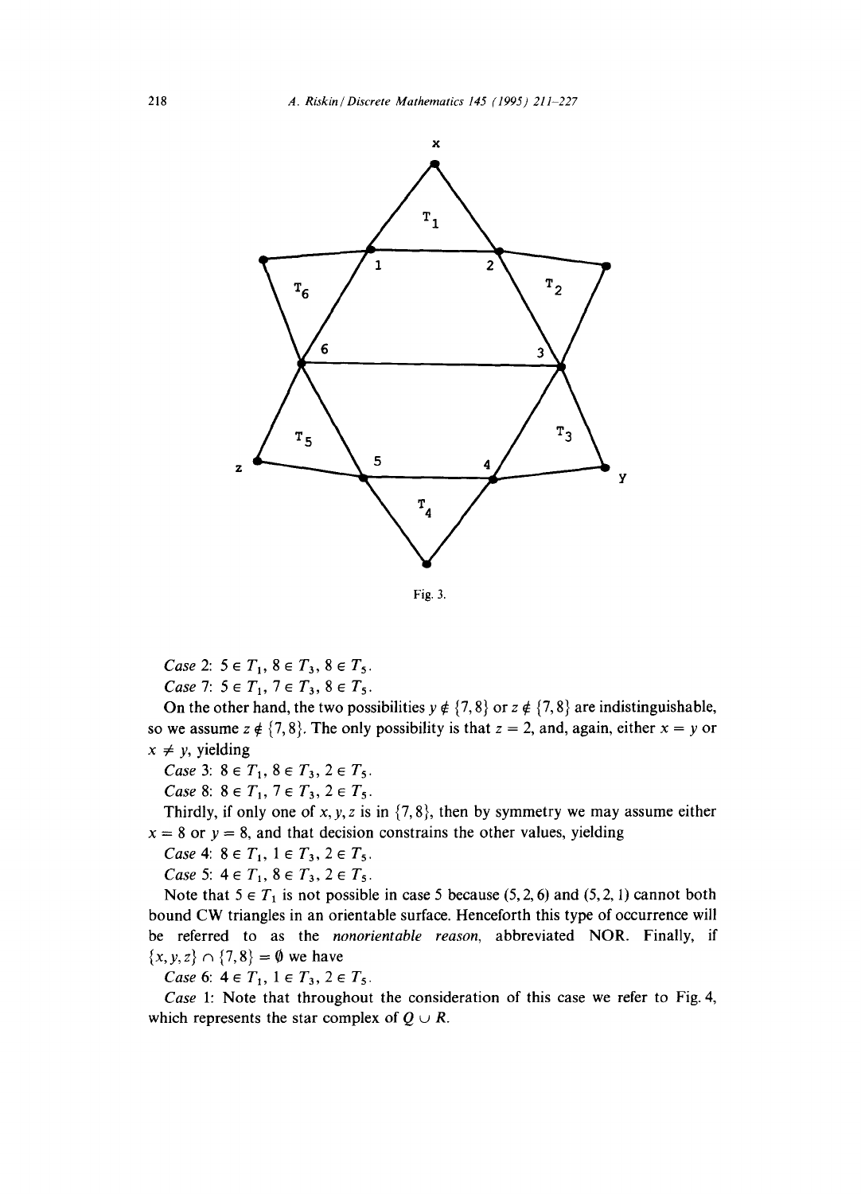Fig. 3.

*Case* 2: $5 \in T_1$, $8 \in T_3$, $8 \in T_5$.

*Case* 7: $5 \in T_1$, $7 \in T_3$, $8 \in T_5$.

On the other hand, the two possibilities $y \notin \{7,8\}$ or $z \notin \{7,8\}$ are indistinguishable, so we assume $z \notin \{7,8\}$. The only possibility is that $z = 2$, and, again, either $x = y$ or $x \neq y$, yielding

*Case* 3: $8 \in T_1$, $8 \in T_3$, $2 \in T_5$.

*Case* 8: $8 \in T_1$, $7 \in T_3$, $2 \in T_5$.

Thirdly, if only one of $x, y, z$ is in $\{7,8\}$, then by symmetry we may assume either $x = 8$ or $y = 8$, and that decision constrains the other values, yielding

*Case* 4: $8 \in T_1$, $1 \in T_3$, $2 \in T_5$.

*Case* 5: $4 \in T_1$, $8 \in T_3$, $2 \in T_5$.

Note that $5 \in T_1$ is not possible in case 5 because $(5,2,6)$ and $(5,2,1)$ cannot both bound CW triangles in an orientable surface. Henceforth this type of occurrence will be referred to as the *nonorientable reason*, abbreviated NOR. Finally, if $\{x,y,z\} \cap \{7,8\} = \emptyset$ we have

*Case* 6: $4 \in T_1$, $1 \in T_3$, $2 \in T_5$.

*Case* 1: Note that throughout the consideration of this case we refer to Fig. 4, which represents the star complex of $Q \cup R$.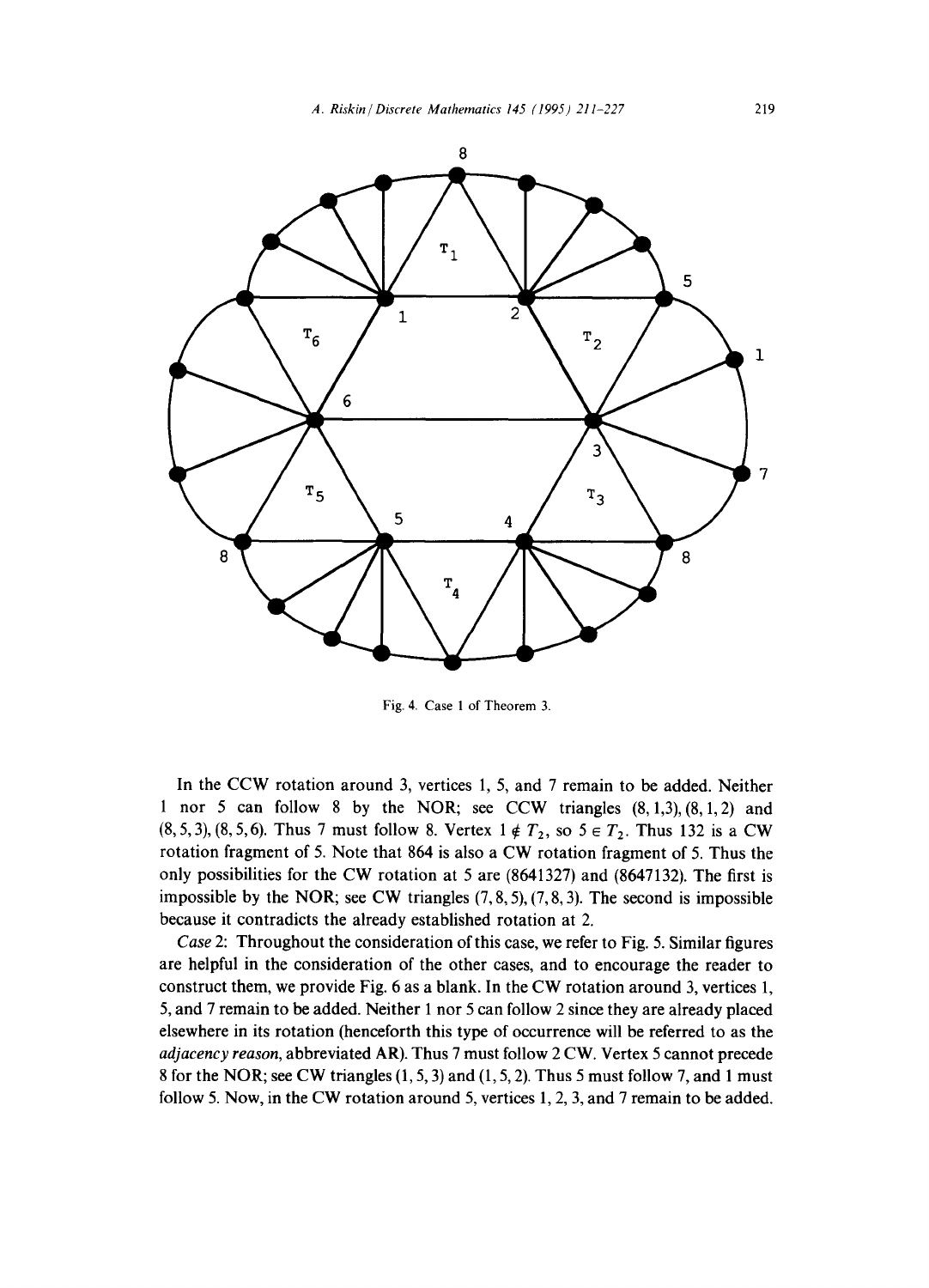Fig. 4. Case 1 of Theorem 3.

In the CCW rotation around 3, vertices 1, 5, and 7 remain to be added. Neither 1 nor 5 can follow 8 by the NOR; see CCW triangles (8, 1,3), (8, 1, 2) and (8, 5, 3), (8, 5, 6). Thus 7 must follow 8. Vertex $1 \notin T_2$, so $5 \in T_2$. Thus 132 is a CW rotation fragment of 5. Note that 864 is also a CW rotation fragment of 5. Thus the only possibilities for the CW rotation at 5 are (8641327) and (8647132). The first is impossible by the NOR; see CW triangles (7, 8, 5), (7, 8, 3). The second is impossible because it contradicts the already established rotation at 2.

*Case* 2: Throughout the consideration of this case, we refer to Fig. 5. Similar figures are helpful in the consideration of the other cases, and to encourage the reader to construct them, we provide Fig. 6 as a blank. In the CW rotation around 3, vertices 1, 5, and 7 remain to be added. Neither 1 nor 5 can follow 2 since they are already placed elsewhere in its rotation (henceforth this type of occurrence will be referred to as the *adjacency reason*, abbreviated AR). Thus 7 must follow 2 CW. Vertex 5 cannot precede 8 for the NOR; see CW triangles (1, 5, 3) and (1, 5, 2). Thus 5 must follow 7, and 1 must follow 5. Now, in the CW rotation around 5, vertices 1, 2, 3, and 7 remain to be added.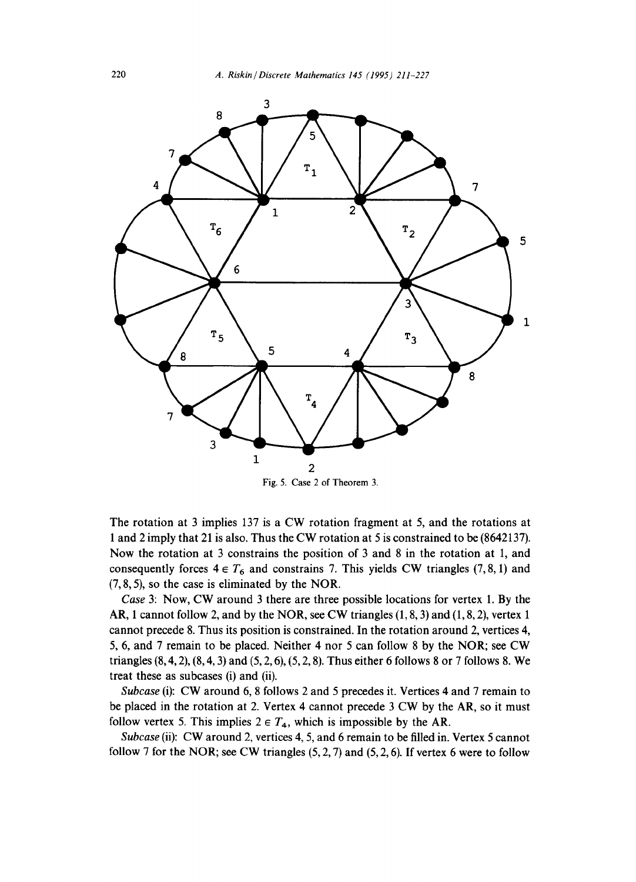Fig. 5. Case 2 of Theorem 3.

The rotation at 3 implies 137 is a CW rotation fragment at 5, and the rotations at 1 and 2 imply that 21 is also. Thus the CW rotation at 5 is constrained to be (8642137). Now the rotation at 3 constrains the position of 3 and 8 in the rotation at 1, and consequently forces $4 \in T_6$ and constrains 7. This yields CW triangles $(7, 8, 1)$ and $(7, 8, 5)$, so the case is eliminated by the NOR.

*Case* 3: Now, CW around 3 there are three possible locations for vertex 1. By the AR, 1 cannot follow 2, and by the NOR, see CW triangles $(1, 8, 3)$ and $(1, 8, 2)$, vertex 1 cannot precede 8. Thus its position is constrained. In the rotation around 2, vertices 4, 5, 6, and 7 remain to be placed. Neither 4 nor 5 can follow 8 by the NOR; see CW triangles $(8, 4, 2)$, $(8, 4, 3)$ and $(5, 2, 6)$, $(5, 2, 8)$. Thus either 6 follows 8 or 7 follows 8. We treat these as subcases (i) and (ii).

*Subcase* (i): CW around 6, 8 follows 2 and 5 precedes it. Vertices 4 and 7 remain to be placed in the rotation at 2. Vertex 4 cannot precede 3 CW by the AR, so it must follow vertex 5. This implies $2 \in T_4$, which is impossible by the AR.

*Subcase* (ii): CW around 2, vertices 4, 5, and 6 remain to be filled in. Vertex 5 cannot follow 7 for the NOR; see CW triangles $(5, 2, 7)$ and $(5, 2, 6)$. If vertex 6 were to follow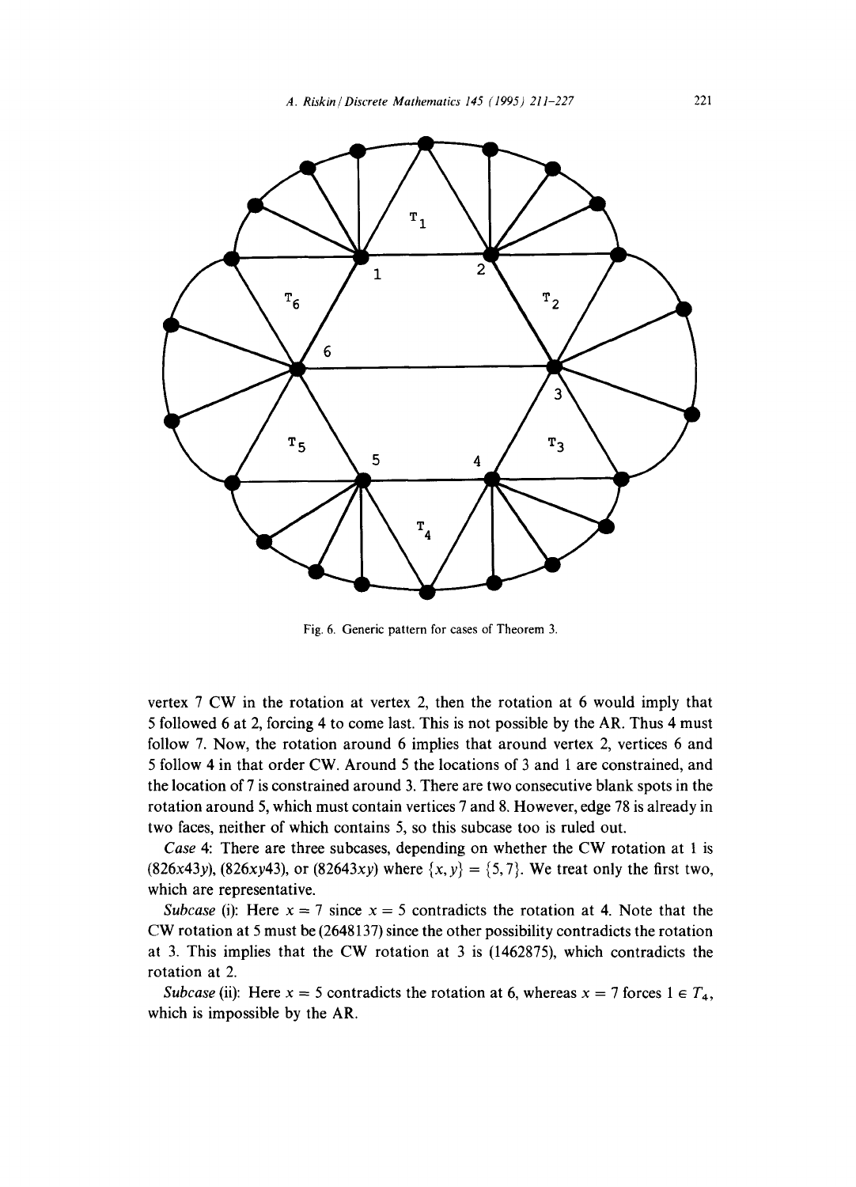Fig. 6. Generic pattern for cases of Theorem 3.

vertex 7 CW in the rotation at vertex 2, then the rotation at 6 would imply that 5 followed 6 at 2, forcing 4 to come last. This is not possible by the AR. Thus 4 must follow 7. Now, the rotation around 6 implies that around vertex 2, vertices 6 and 5 follow 4 in that order CW. Around 5 the locations of 3 and 1 are constrained, and the location of 7 is constrained around 3. There are two consecutive blank spots in the rotation around 5, which must contain vertices 7 and 8. However, edge 78 is already in two faces, neither of which contains 5, so this subcase too is ruled out.

*Case* 4: There are three subcases, depending on whether the CW rotation at 1 is $(826x43y)$, $(826xy43)$, or $(82643xy)$ where $\{x, y\} = \{5, 7\}$. We treat only the first two, which are representative.

*Subcase* (i): Here $x = 7$ since $x = 5$ contradicts the rotation at 4. Note that the CW rotation at 5 must be (2648137) since the other possibility contradicts the rotation at 3. This implies that the CW rotation at 3 is (1462875), which contradicts the rotation at 2.

*Subcase* (ii): Here $x = 5$ contradicts the rotation at 6, whereas $x = 7$ forces $1 \in T_4$, which is impossible by the AR.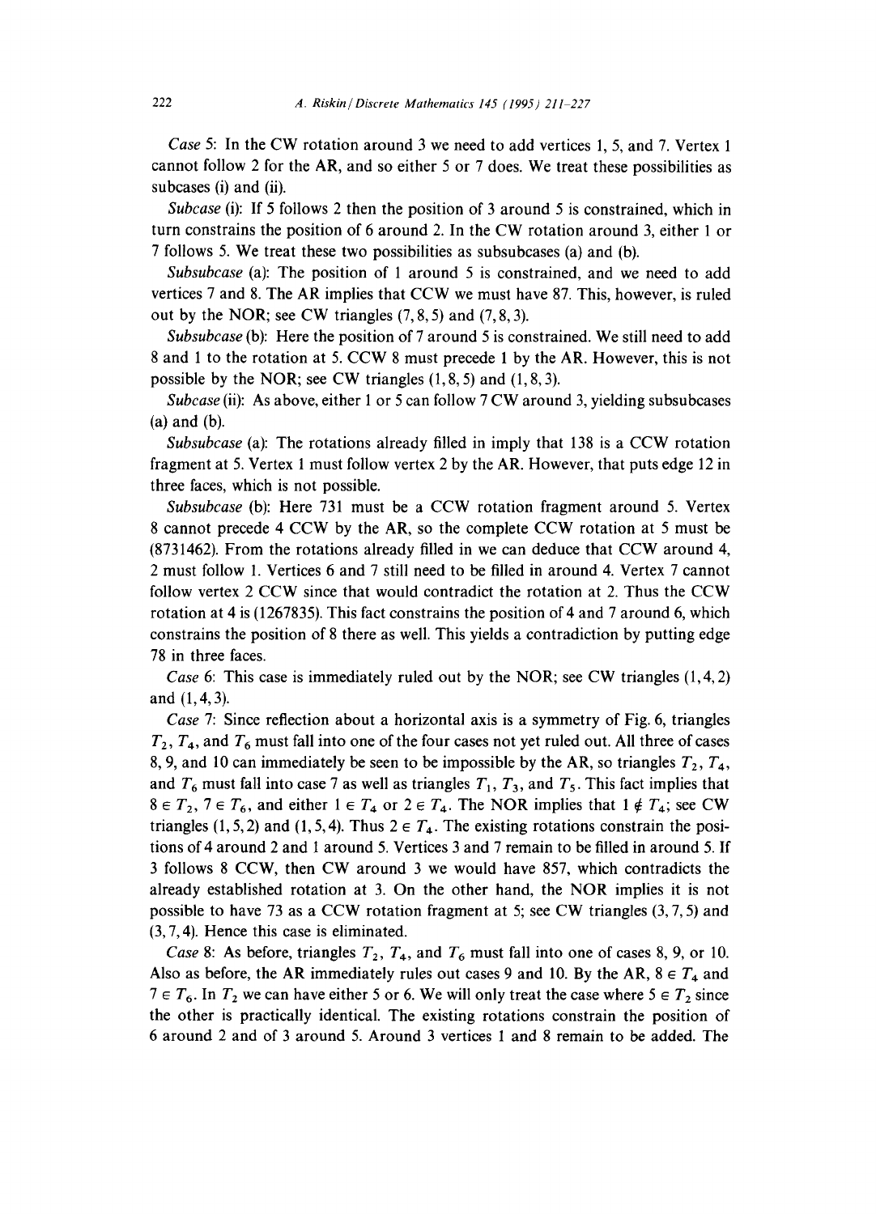*Case* 5: In the CW rotation around 3 we need to add vertices 1, 5, and 7. Vertex 1 cannot follow 2 for the AR, and so either 5 or 7 does. We treat these possibilities as subcases (i) and (ii).

*Subcase* (i): If 5 follows 2 then the position of 3 around 5 is constrained, which in turn constrains the position of 6 around 2. In the CW rotation around 3, either 1 or 7 follows 5. We treat these two possibilities as subsubcases (a) and (b).

*Subsubcase* (a): The position of 1 around 5 is constrained, and we need to add vertices 7 and 8. The AR implies that CCW we must have 87. This, however, is ruled out by the NOR; see CW triangles $(7,8,5)$ and $(7,8,3)$.

*Subsubcase* (b): Here the position of 7 around 5 is constrained. We still need to add 8 and 1 to the rotation at 5. CCW 8 must precede 1 by the AR. However, this is not possible by the NOR; see CW triangles $(1,8,5)$ and $(1,8,3)$.

*Subcase* (ii): As above, either 1 or 5 can follow 7 CW around 3, yielding subsubcases (a) and (b).

*Subsubcase* (a): The rotations already filled in imply that 138 is a CCW rotation fragment at 5. Vertex 1 must follow vertex 2 by the AR. However, that puts edge 12 in three faces, which is not possible.

*Subsubcase* (b): Here 731 must be a CCW rotation fragment around 5. Vertex 8 cannot precede 4 CCW by the AR, so the complete CCW rotation at 5 must be (8731462). From the rotations already filled in we can deduce that CCW around 4, 2 must follow 1. Vertices 6 and 7 still need to be filled in around 4. Vertex 7 cannot follow vertex 2 CCW since that would contradict the rotation at 2. Thus the CCW rotation at 4 is (1267835). This fact constrains the position of 4 and 7 around 6, which constrains the position of 8 there as well. This yields a contradiction by putting edge 78 in three faces.

*Case* 6: This case is immediately ruled out by the NOR; see CW triangles $(1,4,2)$ and $(1,4,3)$.

*Case* 7: Since reflection about a horizontal axis is a symmetry of Fig. 6, triangles $T_2$, $T_4$, and $T_6$ must fall into one of the four cases not yet ruled out. All three of cases 8, 9, and 10 can immediately be seen to be impossible by the AR, so triangles $T_2$, $T_4$, and $T_6$ must fall into case 7 as well as triangles $T_1$, $T_3$, and $T_5$. This fact implies that $8 \in T_2$, $7 \in T_6$, and either $1 \in T_4$ or $2 \in T_4$. The NOR implies that $1 \notin T_4$; see CW triangles $(1,5,2)$ and $(1,5,4)$. Thus $2 \in T_4$. The existing rotations constrain the positions of 4 around 2 and 1 around 5. Vertices 3 and 7 remain to be filled in around 5. If 3 follows 8 CCW, then CW around 3 we would have 857, which contradicts the already established rotation at 3. On the other hand, the NOR implies it is not possible to have 73 as a CCW rotation fragment at 5; see CW triangles $(3,7,5)$ and $(3,7,4)$. Hence this case is eliminated.

*Case* 8: As before, triangles $T_2$, $T_4$, and $T_6$ must fall into one of cases 8, 9, or 10. Also as before, the AR immediately rules out cases 9 and 10. By the AR, $8 \in T_4$ and $7 \in T_6$. In $T_2$ we can have either 5 or 6. We will only treat the case where $5 \in T_2$ since the other is practically identical. The existing rotations constrain the position of 6 around 2 and of 3 around 5. Around 3 vertices 1 and 8 remain to be added. The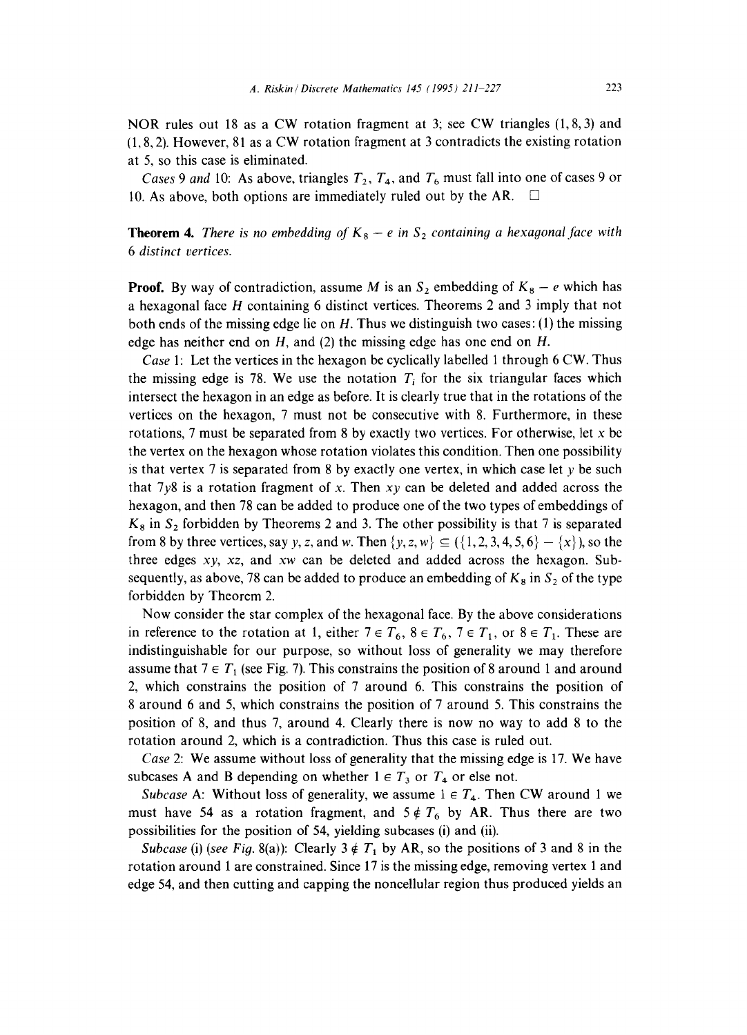NOR rules out 18 as a CW rotation fragment at 3; see CW triangles $(1, 8, 3)$ and $(1, 8, 2)$. However, 81 as a CW rotation fragment at 3 contradicts the existing rotation at 5, so this case is eliminated.

*Cases* 9 *and* 10: As above, triangles $T_2$, $T_4$, and $T_6$ must fall into one of cases 9 or 10. As above, both options are immediately ruled out by the AR. □

**Theorem 4.** *There is no embedding of $K_8 - e$ in $S_2$ containing a hexagonal face with 6 distinct vertices.*

**Proof.** By way of contradiction, assume $M$ is an $S_2$ embedding of $K_8 - e$ which has a hexagonal face $H$ containing 6 distinct vertices. Theorems 2 and 3 imply that not both ends of the missing edge lie on $H$. Thus we distinguish two cases: (1) the missing edge has neither end on $H$, and (2) the missing edge has one end on $H$.

*Case* 1: Let the vertices in the hexagon be cyclically labelled 1 through 6 CW. Thus the missing edge is 78. We use the notation $T_i$ for the six triangular faces which intersect the hexagon in an edge as before. It is clearly true that in the rotations of the vertices on the hexagon, 7 must not be consecutive with 8. Furthermore, in these rotations, 7 must be separated from 8 by exactly two vertices. For otherwise, let $x$ be the vertex on the hexagon whose rotation violates this condition. Then one possibility is that vertex 7 is separated from 8 by exactly one vertex, in which case let $y$ be such that $7y8$ is a rotation fragment of $x$. Then $xy$ can be deleted and added across the hexagon, and then 78 can be added to produce one of the two types of embeddings of $K_8$ in $S_2$ forbidden by Theorems 2 and 3. The other possibility is that 7 is separated from 8 by three vertices, say $y$, $z$, and $w$. Then $\{y, z, w\} \subseteq (\{1, 2, 3, 4, 5, 6\} - \{x\})$, so the three edges $xy$, $xz$, and $xw$ can be deleted and added across the hexagon. Subsequently, as above, 78 can be added to produce an embedding of $K_8$ in $S_2$ of the type forbidden by Theorem 2.

Now consider the star complex of the hexagonal face. By the above considerations in reference to the rotation at 1, either $7 \in T_6$, $8 \in T_6$, $7 \in T_1$, or $8 \in T_1$. These are indistinguishable for our purpose, so without loss of generality we may therefore assume that $7 \in T_1$ (see Fig. 7). This constrains the position of 8 around 1 and around 2, which constrains the position of 7 around 6. This constrains the position of 8 around 6 and 5, which constrains the position of 7 around 5. This constrains the position of 8, and thus 7, around 4. Clearly there is now no way to add 8 to the rotation around 2, which is a contradiction. Thus this case is ruled out.

*Case* 2: We assume without loss of generality that the missing edge is 17. We have subcases A and B depending on whether $1 \in T_3$ or $T_4$ or else not.

*Subcase* A: Without loss of generality, we assume $1 \in T_4$. Then CW around 1 we must have 54 as a rotation fragment, and $5 \notin T_6$ by AR. Thus there are two possibilities for the position of 54, yielding subcases (i) and (ii).

*Subcase* (i) (*see Fig.* 8(a)): Clearly $3 \notin T_1$ by AR, so the positions of 3 and 8 in the rotation around 1 are constrained. Since 17 is the missing edge, removing vertex 1 and edge 54, and then cutting and capping the noncellular region thus produced yields an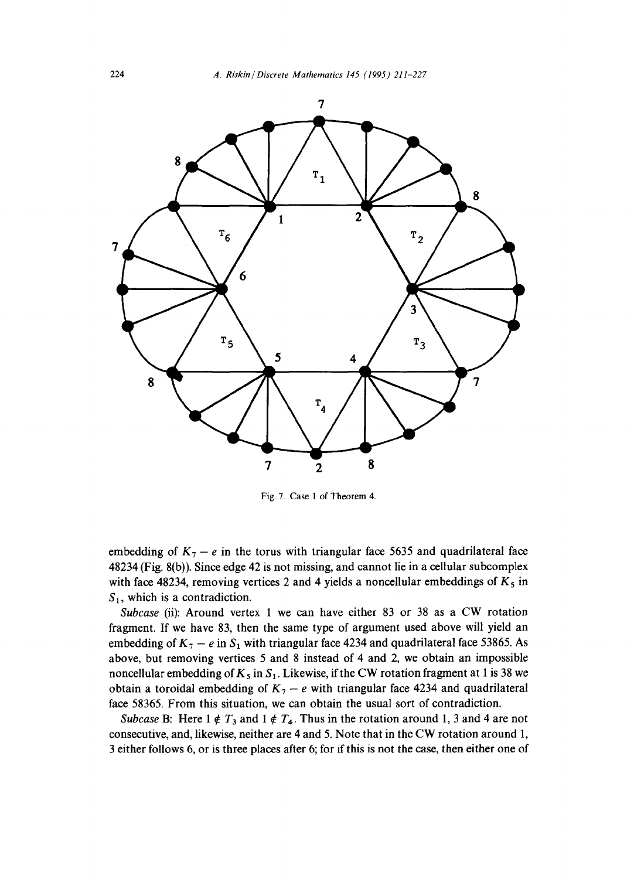Fig. 7. Case 1 of Theorem 4.

embedding of $K_7 - e$ in the torus with triangular face 5635 and quadrilateral face 48234 (Fig. 8(b)). Since edge 42 is not missing, and cannot lie in a cellular subcomplex with face 48234, removing vertices 2 and 4 yields a noncellular embeddings of $K_5$ in $S_1$, which is a contradiction.

*Subcase* (ii): Around vertex 1 we can have either 83 or 38 as a CW rotation fragment. If we have 83, then the same type of argument used above will yield an embedding of $K_7 - e$ in $S_1$ with triangular face 4234 and quadrilateral face 53865. As above, but removing vertices 5 and 8 instead of 4 and 2, we obtain an impossible noncellular embedding of $K_5$ in $S_1$. Likewise, if the CW rotation fragment at 1 is 38 we obtain a toroidal embedding of $K_7 - e$ with triangular face 4234 and quadrilateral face 58365. From this situation, we can obtain the usual sort of contradiction.

*Subcase* B: Here $1 \notin T_3$ and $1 \notin T_4$. Thus in the rotation around 1, 3 and 4 are not consecutive, and, likewise, neither are 4 and 5. Note that in the CW rotation around 1, 3 either follows 6, or is three places after 6; for if this is not the case, then either one of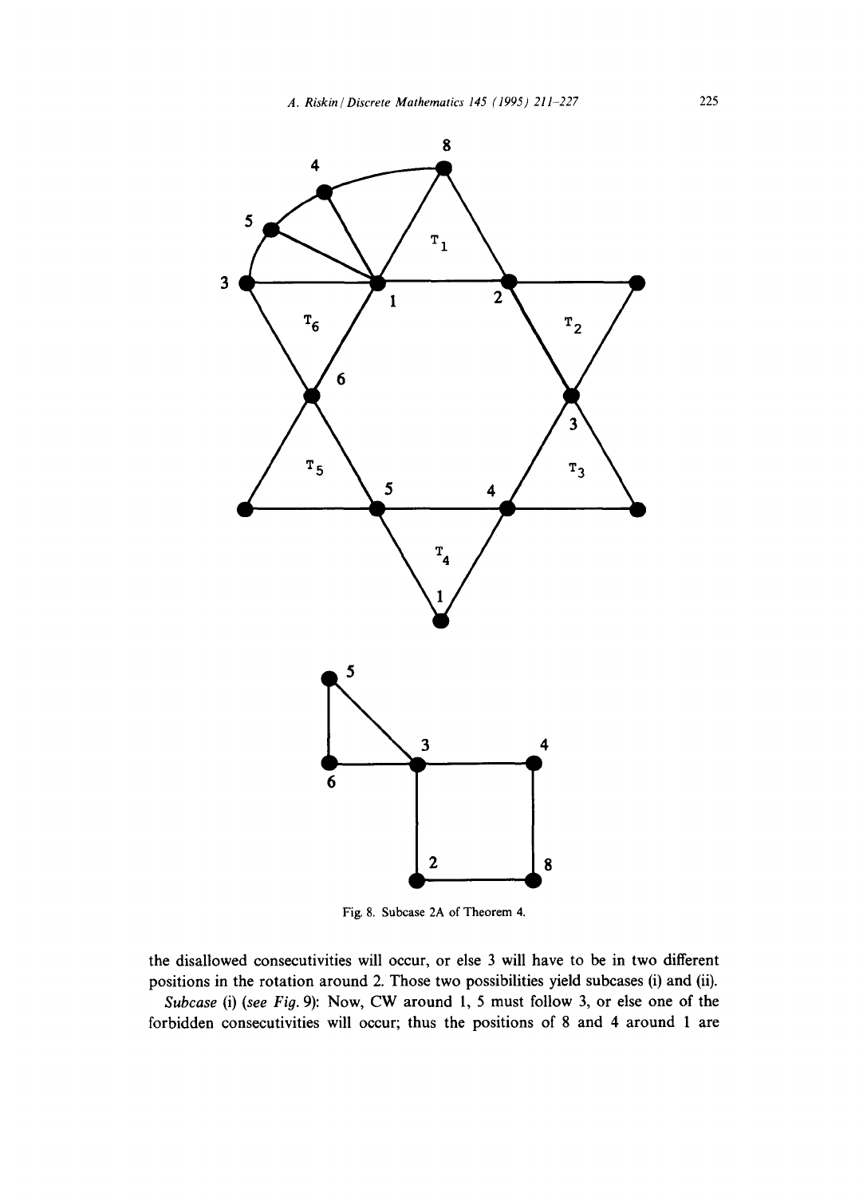Fig. 8. Subcase 2A of Theorem 4.

the disallowed consecutivities will occur, or else 3 will have to be in two different positions in the rotation around 2. Those two possibilities yield subcases (i) and (ii).

*Subcase* (i) (*see Fig. 9*): Now, CW around 1, 5 must follow 3, or else one of the forbidden consecutivities will occur; thus the positions of 8 and 4 around 1 are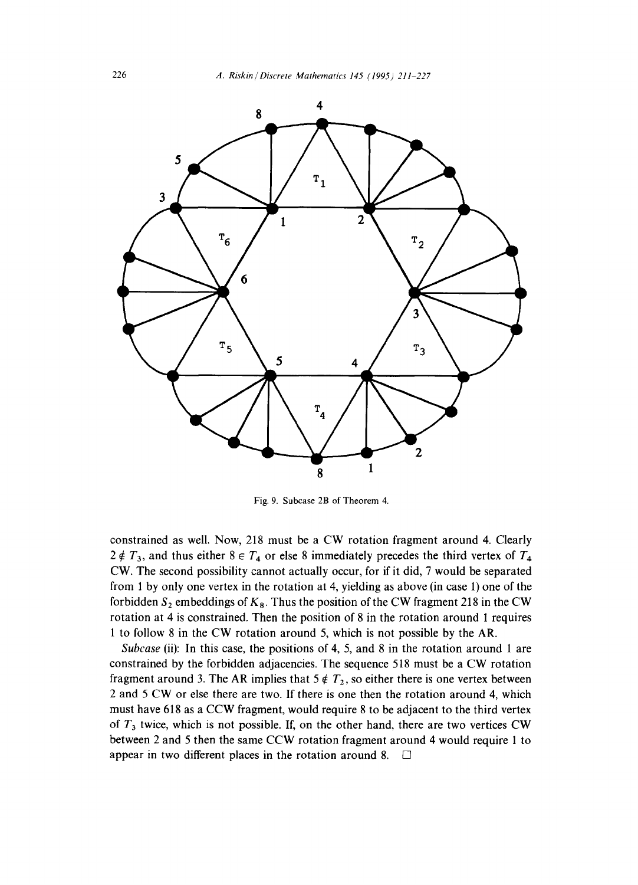Fig. 9. Subcase 2B of Theorem 4.

constrained as well. Now, 218 must be a CW rotation fragment around 4. Clearly $2 \notin T_3$, and thus either $8 \in T_4$ or else 8 immediately precedes the third vertex of $T_4$ CW. The second possibility cannot actually occur, for if it did, 7 would be separated from 1 by only one vertex in the rotation at 4, yielding as above (in case 1) one of the forbidden $S_2$ embeddings of $K_8$. Thus the position of the CW fragment 218 in the CW rotation at 4 is constrained. Then the position of 8 in the rotation around 1 requires 1 to follow 8 in the CW rotation around 5, which is not possible by the AR.

*Subcase* (ii): In this case, the positions of 4, 5, and 8 in the rotation around 1 are constrained by the forbidden adjacencies. The sequence 518 must be a CW rotation fragment around 3. The AR implies that $5 \notin T_2$, so either there is one vertex between 2 and 5 CW or else there are two. If there is one then the rotation around 4, which must have 618 as a CCW fragment, would require 8 to be adjacent to the third vertex of $T_3$ twice, which is not possible. If, on the other hand, there are two vertices CW between 2 and 5 then the same CCW rotation fragment around 4 would require 1 to appear in two different places in the rotation around 8. □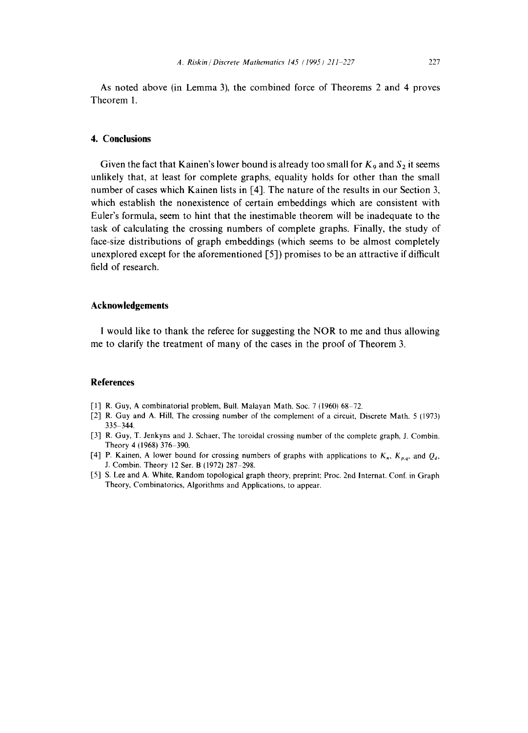As noted above (in Lemma 3), the combined force of Theorems 2 and 4 proves Theorem 1.

## 4. Conclusions

Given the fact that Kainen's lower bound is already too small for $K_9$ and $S_2$ it seems unlikely that, at least for complete graphs, equality holds for other than the small number of cases which Kainen lists in [4]. The nature of the results in our Section 3, which establish the nonexistence of certain embeddings which are consistent with Euler's formula, seem to hint that the inestimable theorem will be inadequate to the task of calculating the crossing numbers of complete graphs. Finally, the study of face-size distributions of graph embeddings (which seems to be almost completely unexplored except for the aforementioned [5]) promises to be an attractive if difficult field of research.

## Acknowledgements

I would like to thank the referee for suggesting the NOR to me and thus allowing me to clarify the treatment of many of the cases in the proof of Theorem 3.

## References

[1] R. Guy, A combinatorial problem, Bull. Malayan Math. Soc. 7 (1960) 68–72.

[2] R. Guy and A. Hill, The crossing number of the complement of a circuit, Discrete Math. 5 (1973) 335–344.

[3] R. Guy, T. Jenkyns and J. Schaer, The toroidal crossing number of the complete graph, J. Combin. Theory 4 (1968) 376–390.

[4] P. Kainen, A lower bound for crossing numbers of graphs with applications to $K_n$, $K_{p,q}$, and $Q_d$, J. Combin. Theory 12 Ser. B (1972) 287–298.

[5] S. Lee and A. White, Random topological graph theory, preprint; Proc. 2nd Internat. Conf. in Graph Theory, Combinatorics, Algorithms and Applications, to appear.